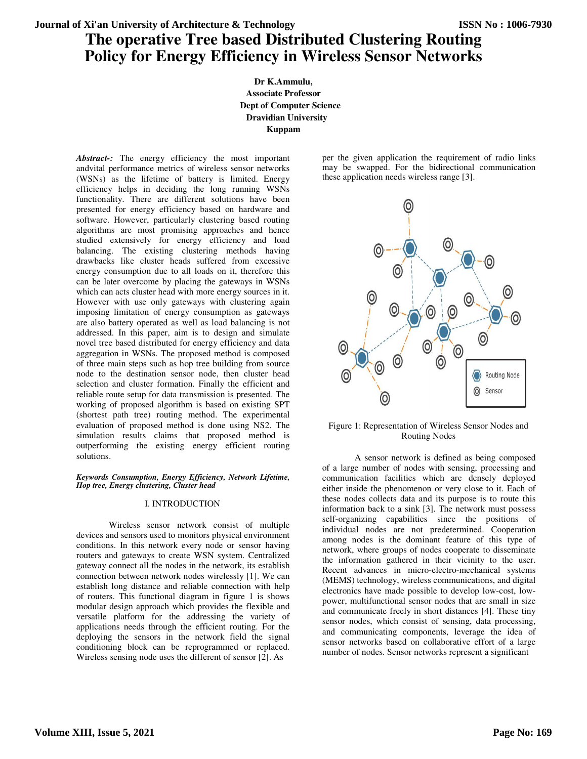# The operative Tree based Distributed Clustering Routing Policy for Energy Efficiency in Wireless Sensor Networks

**Dr K.Ammulu,**
**Associate Professor**
**Dept of Computer Science**
**Dravidian University**
**Kuppam**

***Abstract-:*** The energy efficiency the most important andvital performance metrics of wireless sensor networks (WSNs) as the lifetime of battery is limited. Energy efficiency helps in deciding the long running WSNs functionality. There are different solutions have been presented for energy efficiency based on hardware and software. However, particularly clustering based routing algorithms are most promising approaches and hence studied extensively for energy efficiency and load balancing. The existing clustering methods having drawbacks like cluster heads suffered from excessive energy consumption due to all loads on it, therefore this can be later overcome by placing the gateways in WSNs which can acts cluster head with more energy sources in it. However with use only gateways with clustering again imposing limitation of energy consumption as gateways are also battery operated as well as load balancing is not addressed. In this paper, aim is to design and simulate novel tree based distributed for energy efficiency and data aggregation in WSNs. The proposed method is composed of three main steps such as hop tree building from source node to the destination sensor node, then cluster head selection and cluster formation. Finally the efficient and reliable route setup for data transmission is presented. The working of proposed algorithm is based on existing SPT (shortest path tree) routing method. The experimental evaluation of proposed method is done using NS2. The simulation results claims that proposed method is outperforming the existing energy efficient routing solutions.

***Keywords Consumption, Energy Efficiency, Network Lifetime, Hop tree, Energy clustering, Cluster head***

## I. INTRODUCTION

Wireless sensor network consist of multiple devices and sensors used to monitors physical environment conditions. In this network every node or sensor having routers and gateways to create WSN system. Centralized gateway connect all the nodes in the network, its establish connection between network nodes wirelessly [1]. We can establish long distance and reliable connection with help of routers. This functional diagram in figure 1 is shows modular design approach which provides the flexible and versatile platform for the addressing the variety of applications needs through the efficient routing. For the deploying the sensors in the network field the signal conditioning block can be reprogrammed or replaced. Wireless sensing node uses the different of sensor [2]. As per the given application the requirement of radio links may be swapped. For the bidirectional communication these application needs wireless range [3].

Figure 1: Representation of Wireless Sensor Nodes and Routing Nodes

A sensor network is defined as being composed of a large number of nodes with sensing, processing and communication facilities which are densely deployed either inside the phenomenon or very close to it. Each of these nodes collects data and its purpose is to route this information back to a sink [3]. The network must possess self-organizing capabilities since the positions of individual nodes are not predetermined. Cooperation among nodes is the dominant feature of this type of network, where groups of nodes cooperate to disseminate the information gathered in their vicinity to the user. Recent advances in micro-electro-mechanical systems (MEMS) technology, wireless communications, and digital electronics have made possible to develop low-cost, low-power, multifunctional sensor nodes that are small in size and communicate freely in short distances [4]. These tiny sensor nodes, which consist of sensing, data processing, and communicating components, leverage the idea of sensor networks based on collaborative effort of a large number of nodes. Sensor networks represent a significant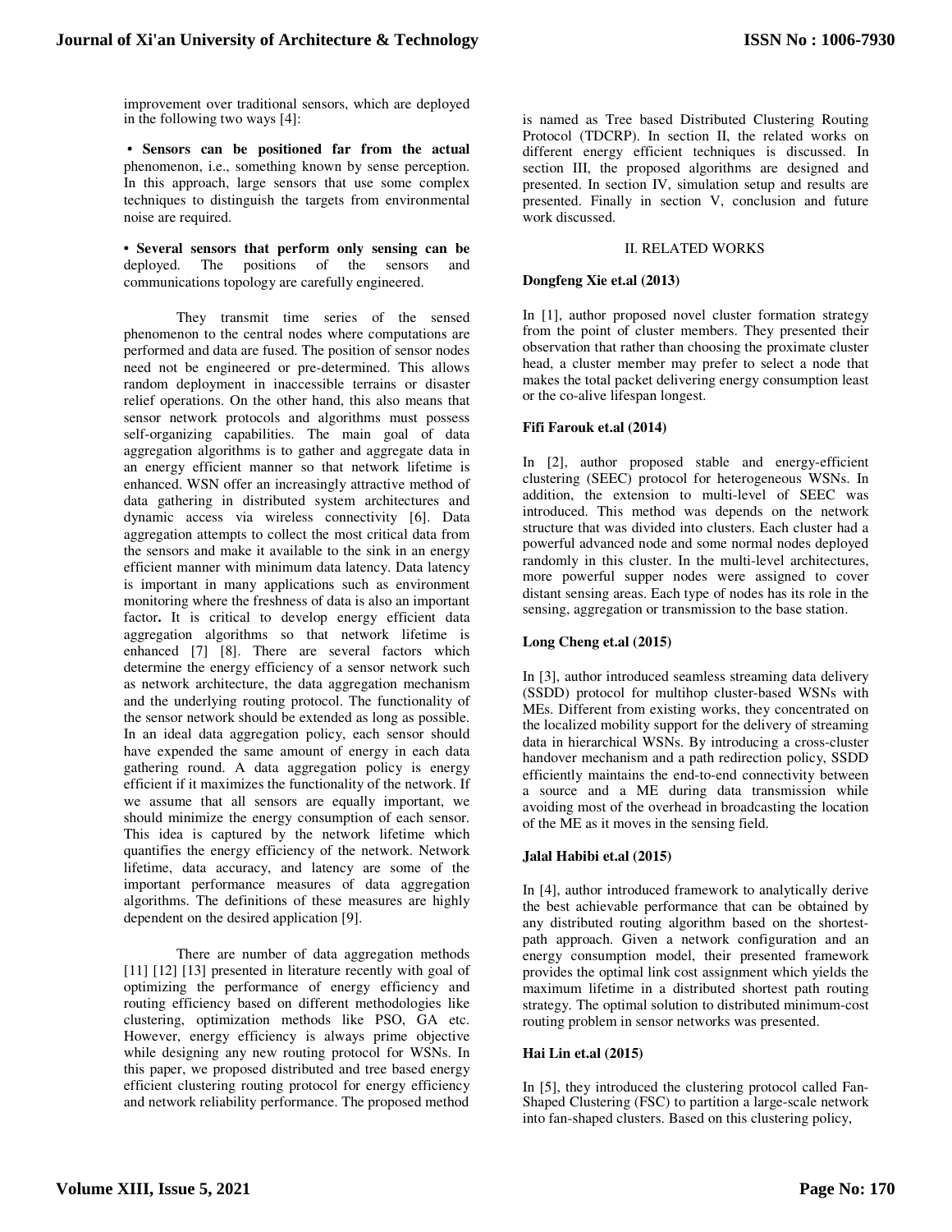improvement over traditional sensors, which are deployed in the following two ways [4]:

- **Sensors can be positioned far from the actual** phenomenon, i.e., something known by sense perception. In this approach, large sensors that use some complex techniques to distinguish the targets from environmental noise are required.

- **Several sensors that perform only sensing can be** deployed. The positions of the sensors and communications topology are carefully engineered.

They transmit time series of the sensed phenomenon to the central nodes where computations are performed and data are fused. The position of sensor nodes need not be engineered or pre-determined. This allows random deployment in inaccessible terrains or disaster relief operations. On the other hand, this also means that sensor network protocols and algorithms must possess self-organizing capabilities. The main goal of data aggregation algorithms is to gather and aggregate data in an energy efficient manner so that network lifetime is enhanced. WSN offer an increasingly attractive method of data gathering in distributed system architectures and dynamic access via wireless connectivity [6]. Data aggregation attempts to collect the most critical data from the sensors and make it available to the sink in an energy efficient manner with minimum data latency. Data latency is important in many applications such as environment monitoring where the freshness of data is also an important factor**.** It is critical to develop energy efficient data aggregation algorithms so that network lifetime is enhanced [7] [8]. There are several factors which determine the energy efficiency of a sensor network such as network architecture, the data aggregation mechanism and the underlying routing protocol. The functionality of the sensor network should be extended as long as possible. In an ideal data aggregation policy, each sensor should have expended the same amount of energy in each data gathering round. A data aggregation policy is energy efficient if it maximizes the functionality of the network. If we assume that all sensors are equally important, we should minimize the energy consumption of each sensor. This idea is captured by the network lifetime which quantifies the energy efficiency of the network. Network lifetime, data accuracy, and latency are some of the important performance measures of data aggregation algorithms. The definitions of these measures are highly dependent on the desired application [9].

There are number of data aggregation methods [11] [12] [13] presented in literature recently with goal of optimizing the performance of energy efficiency and routing efficiency based on different methodologies like clustering, optimization methods like PSO, GA etc. However, energy efficiency is always prime objective while designing any new routing protocol for WSNs. In this paper, we proposed distributed and tree based energy efficient clustering routing protocol for energy efficiency and network reliability performance. The proposed method is named as Tree based Distributed Clustering Routing Protocol (TDCRP). In section II, the related works on different energy efficient techniques is discussed. In section III, the proposed algorithms are designed and presented. In section IV, simulation setup and results are presented. Finally in section V, conclusion and future work discussed.

## II. RELATED WORKS

**Dongfeng Xie et.al (2013)**

In [1], author proposed novel cluster formation strategy from the point of cluster members. They presented their observation that rather than choosing the proximate cluster head, a cluster member may prefer to select a node that makes the total packet delivering energy consumption least or the co-alive lifespan longest.

**Fifi Farouk et.al (2014)**

In [2], author proposed stable and energy-efficient clustering (SEEC) protocol for heterogeneous WSNs. In addition, the extension to multi-level of SEEC was introduced. This method was depends on the network structure that was divided into clusters. Each cluster had a powerful advanced node and some normal nodes deployed randomly in this cluster. In the multi-level architectures, more powerful supper nodes were assigned to cover distant sensing areas. Each type of nodes has its role in the sensing, aggregation or transmission to the base station.

**Long Cheng et.al (2015)**

In [3], author introduced seamless streaming data delivery (SSDD) protocol for multihop cluster-based WSNs with MEs. Different from existing works, they concentrated on the localized mobility support for the delivery of streaming data in hierarchical WSNs. By introducing a cross-cluster handover mechanism and a path redirection policy, SSDD efficiently maintains the end-to-end connectivity between a source and a ME during data transmission while avoiding most of the overhead in broadcasting the location of the ME as it moves in the sensing field.

**Jalal Habibi et.al (2015)**

In [4], author introduced framework to analytically derive the best achievable performance that can be obtained by any distributed routing algorithm based on the shortest-path approach. Given a network configuration and an energy consumption model, their presented framework provides the optimal link cost assignment which yields the maximum lifetime in a distributed shortest path routing strategy. The optimal solution to distributed minimum-cost routing problem in sensor networks was presented.

**Hai Lin et.al (2015)**

In [5], they introduced the clustering protocol called Fan-Shaped Clustering (FSC) to partition a large-scale network into fan-shaped clusters. Based on this clustering policy,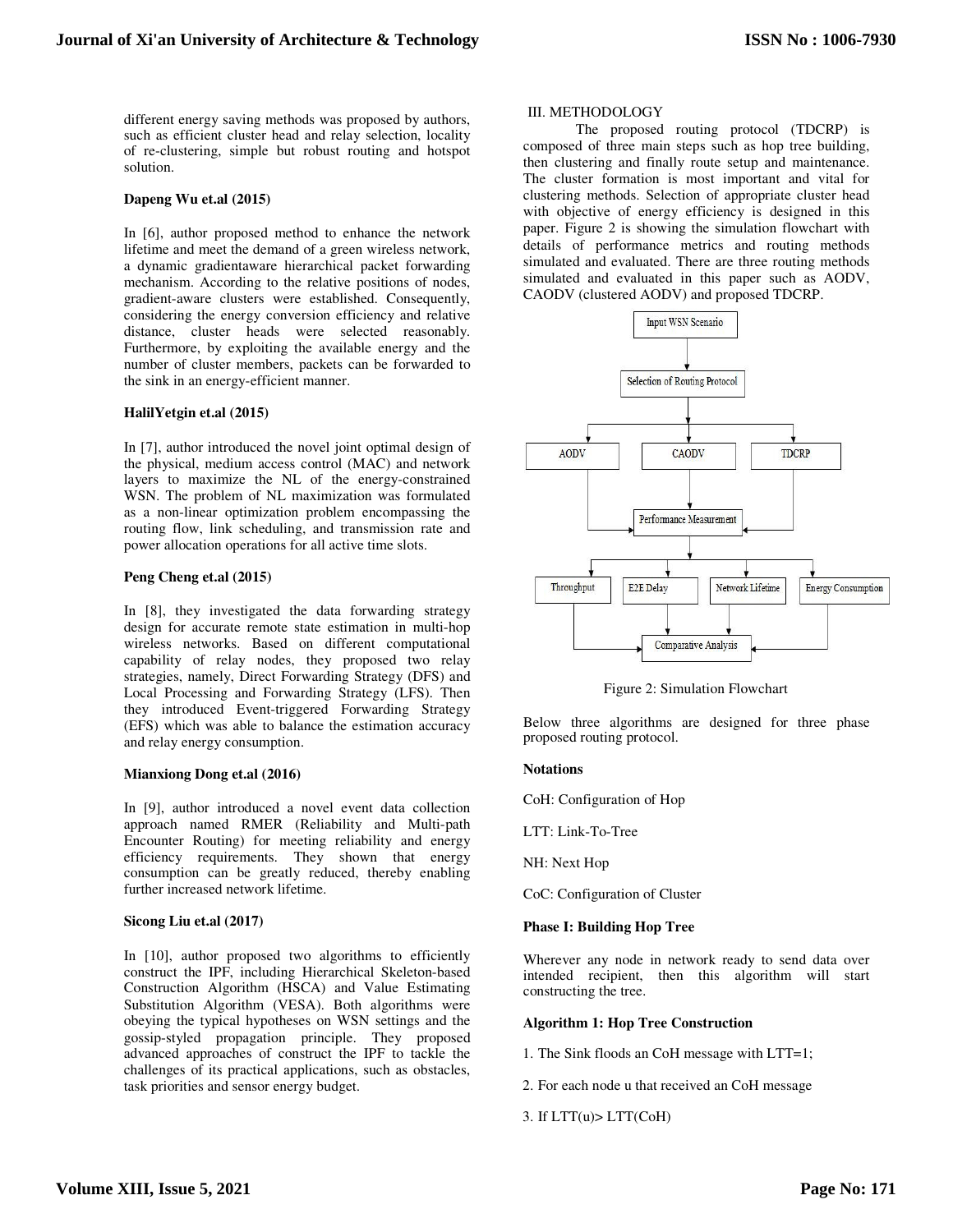different energy saving methods was proposed by authors, such as efficient cluster head and relay selection, locality of re-clustering, simple but robust routing and hotspot solution.

**Dapeng Wu et.al (2015)**

In [6], author proposed method to enhance the network lifetime and meet the demand of a green wireless network, a dynamic gradientaware hierarchical packet forwarding mechanism. According to the relative positions of nodes, gradient-aware clusters were established. Consequently, considering the energy conversion efficiency and relative distance, cluster heads were selected reasonably. Furthermore, by exploiting the available energy and the number of cluster members, packets can be forwarded to the sink in an energy-efficient manner.

**HalilYetgin et.al (2015)**

In [7], author introduced the novel joint optimal design of the physical, medium access control (MAC) and network layers to maximize the NL of the energy-constrained WSN. The problem of NL maximization was formulated as a non-linear optimization problem encompassing the routing flow, link scheduling, and transmission rate and power allocation operations for all active time slots.

**Peng Cheng et.al (2015)**

In [8], they investigated the data forwarding strategy design for accurate remote state estimation in multi-hop wireless networks. Based on different computational capability of relay nodes, they proposed two relay strategies, namely, Direct Forwarding Strategy (DFS) and Local Processing and Forwarding Strategy (LFS). Then they introduced Event-triggered Forwarding Strategy (EFS) which was able to balance the estimation accuracy and relay energy consumption.

**Mianxiong Dong et.al (2016)**

In [9], author introduced a novel event data collection approach named RMER (Reliability and Multi-path Encounter Routing) for meeting reliability and energy efficiency requirements. They shown that energy consumption can be greatly reduced, thereby enabling further increased network lifetime.

**Sicong Liu et.al (2017)**

In [10], author proposed two algorithms to efficiently construct the IPF, including Hierarchical Skeleton-based Construction Algorithm (HSCA) and Value Estimating Substitution Algorithm (VESA). Both algorithms were obeying the typical hypotheses on WSN settings and the gossip-styled propagation principle. They proposed advanced approaches of construct the IPF to tackle the challenges of its practical applications, such as obstacles, task priorities and sensor energy budget.

## III. METHODOLOGY

The proposed routing protocol (TDCRP) is composed of three main steps such as hop tree building, then clustering and finally route setup and maintenance. The cluster formation is most important and vital for clustering methods. Selection of appropriate cluster head with objective of energy efficiency is designed in this paper. Figure 2 is showing the simulation flowchart with details of performance metrics and routing methods simulated and evaluated. There are three routing methods simulated and evaluated in this paper such as AODV, CAODV (clustered AODV) and proposed TDCRP.

Input WSN Scenario → Selection of Routing Protocol → AODV / CAODV / TDCRP → Performance Measurement → Throughput / E2E Delay / Network Lifetime / Energy Consumption → Comparative Analysis

Figure 2: Simulation Flowchart

Below three algorithms are designed for three phase proposed routing protocol.

**Notations**

CoH: Configuration of Hop

LTT: Link-To-Tree

NH: Next Hop

CoC: Configuration of Cluster

**Phase I: Building Hop Tree**

Wherever any node in network ready to send data over intended recipient, then this algorithm will start constructing the tree.

**Algorithm 1: Hop Tree Construction**

1. The Sink floods an CoH message with LTT=1;

2. For each node u that received an CoH message

3. If LTT(u)> LTT(CoH)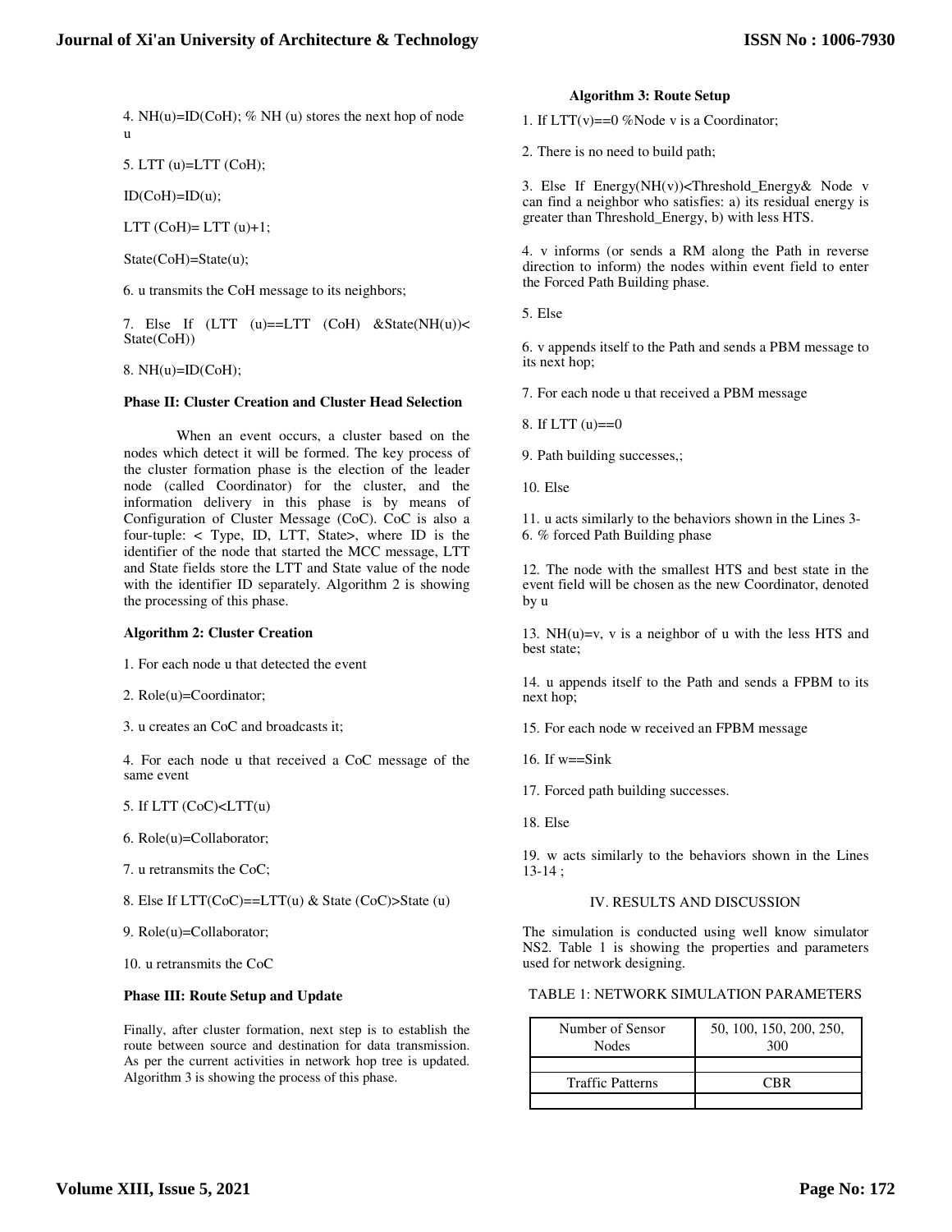4. NH(u)=ID(CoH); % NH (u) stores the next hop of node u

5. LTT (u)=LTT (CoH);

ID(CoH)=ID(u);

LTT (CoH)= LTT (u)+1;

State(CoH)=State(u);

6. u transmits the CoH message to its neighbors;

7. Else If (LTT (u)==LTT (CoH) &State(NH(u))< State(CoH))

8. NH(u)=ID(CoH);

**Phase II: Cluster Creation and Cluster Head Selection**

When an event occurs, a cluster based on the nodes which detect it will be formed. The key process of the cluster formation phase is the election of the leader node (called Coordinator) for the cluster, and the information delivery in this phase is by means of Configuration of Cluster Message (CoC). CoC is also a four-tuple: < Type, ID, LTT, State>, where ID is the identifier of the node that started the MCC message, LTT and State fields store the LTT and State value of the node with the identifier ID separately. Algorithm 2 is showing the processing of this phase.

**Algorithm 2: Cluster Creation**

1. For each node u that detected the event

2. Role(u)=Coordinator;

3. u creates an CoC and broadcasts it;

4. For each node u that received a CoC message of the same event

5. If LTT (CoC)<LTT(u)

6. Role(u)=Collaborator;

7. u retransmits the CoC;

8. Else If LTT(CoC)==LTT(u) & State (CoC)>State (u)

9. Role(u)=Collaborator;

10. u retransmits the CoC

**Phase III: Route Setup and Update**

Finally, after cluster formation, next step is to establish the route between source and destination for data transmission. As per the current activities in network hop tree is updated. Algorithm 3 is showing the process of this phase.

**Algorithm 3: Route Setup**

1. If LTT(v)==0 %Node v is a Coordinator;

2. There is no need to build path;

3. Else If Energy(NH(v))<Threshold_Energy& Node v can find a neighbor who satisfies: a) its residual energy is greater than Threshold_Energy, b) with less HTS.

4. v informs (or sends a RM along the Path in reverse direction to inform) the nodes within event field to enter the Forced Path Building phase.

5. Else

6. v appends itself to the Path and sends a PBM message to its next hop;

7. For each node u that received a PBM message

8. If LTT (u)==0

9. Path building successes,;

10. Else

11. u acts similarly to the behaviors shown in the Lines 3-6. % forced Path Building phase

12. The node with the smallest HTS and best state in the event field will be chosen as the new Coordinator, denoted by u

13. NH(u)=v, v is a neighbor of u with the less HTS and best state;

14. u appends itself to the Path and sends a FPBM to its next hop;

15. For each node w received an FPBM message

16. If w==Sink

17. Forced path building successes.

18. Else

19. w acts similarly to the behaviors shown in the Lines 13-14 ;

## IV. RESULTS AND DISCUSSION

The simulation is conducted using well know simulator NS2. Table 1 is showing the properties and parameters used for network designing.

TABLE 1: NETWORK SIMULATION PARAMETERS

| Number of Sensor Nodes | 50, 100, 150, 200, 250, 300 |
|---|---|
| | |
| Traffic Patterns | CBR |
| | |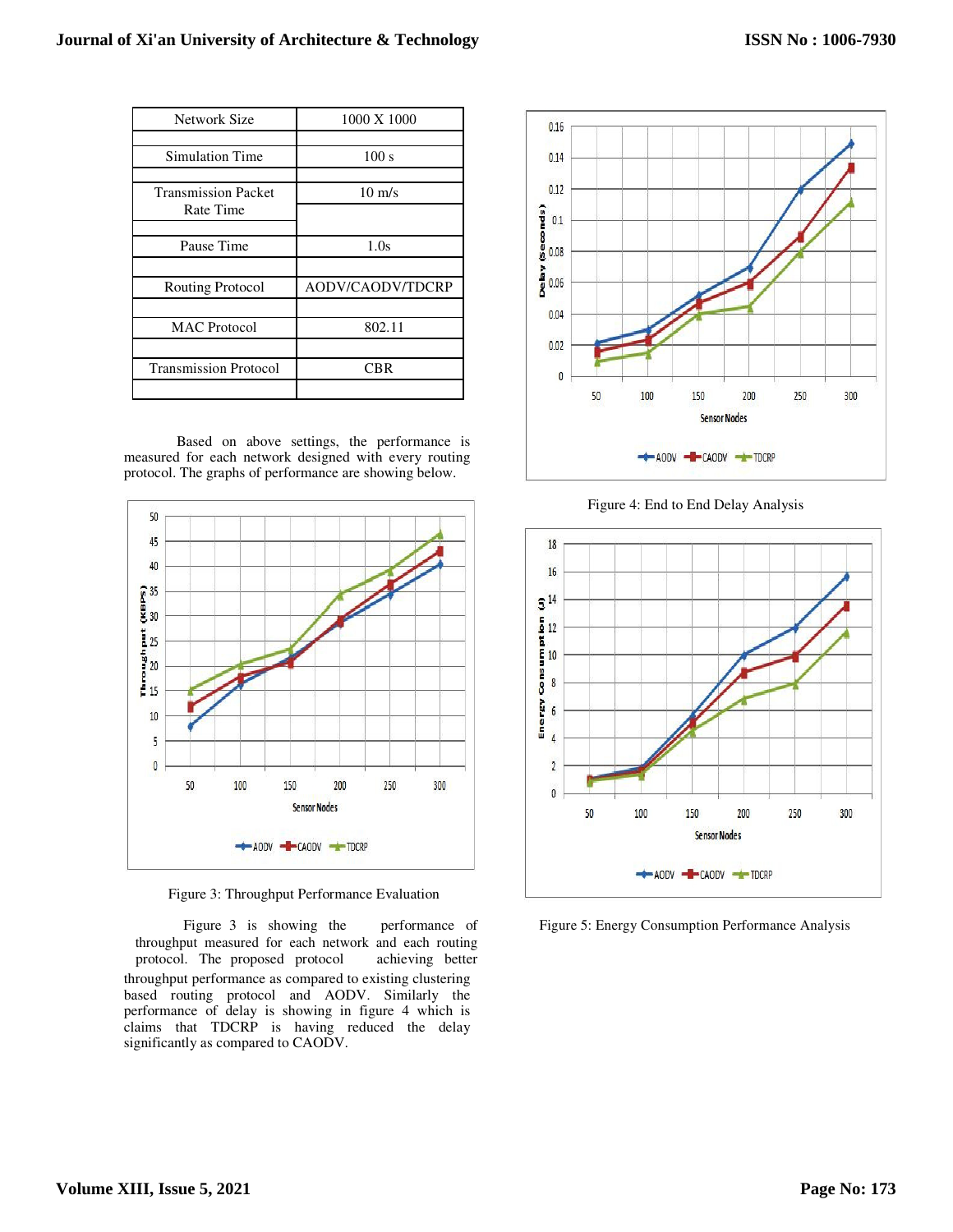| Network Size | 1000 X 1000 |
|---|---|
| | |
| Simulation Time | 100 s |
| | |
| Transmission Packet Rate Time | 10 m/s |
| | |
| Pause Time | 1.0s |
| | |
| Routing Protocol | AODV/CAODV/TDCRP |
| | |
| MAC Protocol | 802.11 |
| | |
| Transmission Protocol | CBR |
| | |

Based on above settings, the performance is measured for each network designed with every routing protocol. The graphs of performance are showing below.

Figure 3: Throughput Performance Evaluation

Figure 3 is showing the performance of throughput measured for each network and each routing protocol. The proposed protocol achieving better throughput performance as compared to existing clustering based routing protocol and AODV. Similarly the performance of delay is showing in figure 4 which is claims that TDCRP is having reduced the delay significantly as compared to CAODV.

Figure 4: End to End Delay Analysis

Figure 5: Energy Consumption Performance Analysis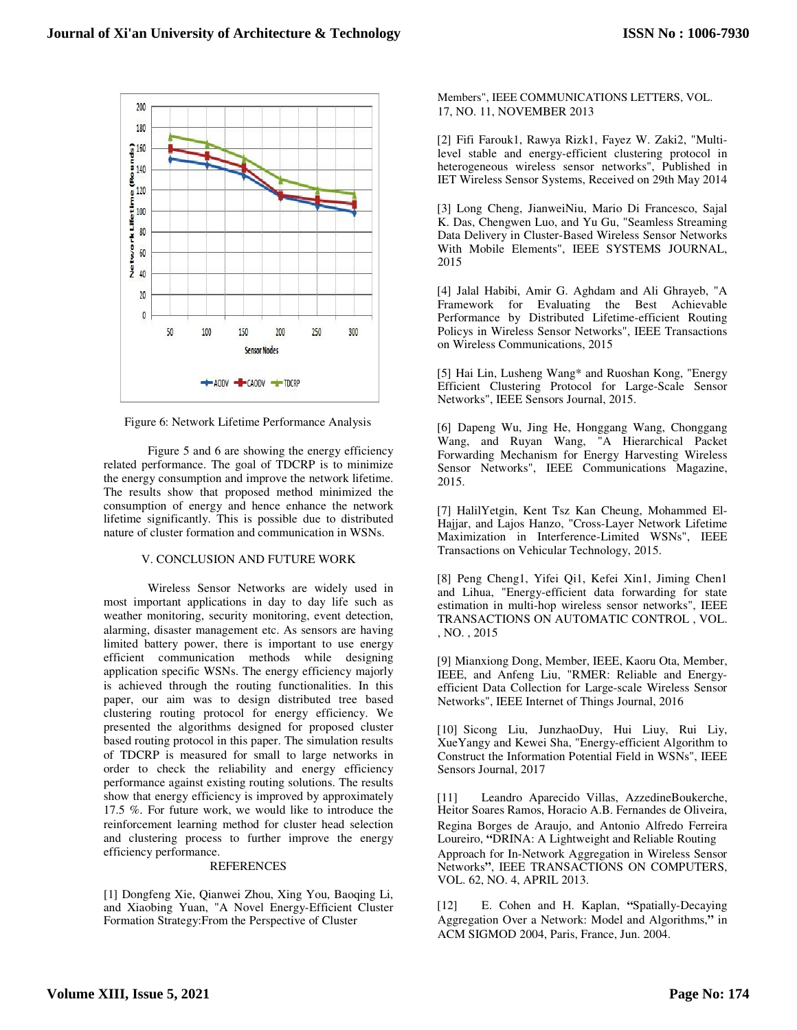Figure 6: Network Lifetime Performance Analysis

Figure 5 and 6 are showing the energy efficiency related performance. The goal of TDCRP is to minimize the energy consumption and improve the network lifetime. The results show that proposed method minimized the consumption of energy and hence enhance the network lifetime significantly. This is possible due to distributed nature of cluster formation and communication in WSNs.

## V. CONCLUSION AND FUTURE WORK

Wireless Sensor Networks are widely used in most important applications in day to day life such as weather monitoring, security monitoring, event detection, alarming, disaster management etc. As sensors are having limited battery power, there is important to use energy efficient communication methods while designing application specific WSNs. The energy efficiency majorly is achieved through the routing functionalities. In this paper, our aim was to design distributed tree based clustering routing protocol for energy efficiency. We presented the algorithms designed for proposed cluster based routing protocol in this paper. The simulation results of TDCRP is measured for small to large networks in order to check the reliability and energy efficiency performance against existing routing solutions. The results show that energy efficiency is improved by approximately 17.5 %. For future work, we would like to introduce the reinforcement learning method for cluster head selection and clustering process to further improve the energy efficiency performance.

## REFERENCES

[1] Dongfeng Xie, Qianwei Zhou, Xing You, Baoqing Li, and Xiaobing Yuan, "A Novel Energy-Efficient Cluster Formation Strategy:From the Perspective of Cluster Members", IEEE COMMUNICATIONS LETTERS, VOL. 17, NO. 11, NOVEMBER 2013

[2] Fifi Farouk1, Rawya Rizk1, Fayez W. Zaki2, "Multi-level stable and energy-efficient clustering protocol in heterogeneous wireless sensor networks", Published in IET Wireless Sensor Systems, Received on 29th May 2014

[3] Long Cheng, JianweiNiu, Mario Di Francesco, Sajal K. Das, Chengwen Luo, and Yu Gu, "Seamless Streaming Data Delivery in Cluster-Based Wireless Sensor Networks With Mobile Elements", IEEE SYSTEMS JOURNAL, 2015

[4] Jalal Habibi, Amir G. Aghdam and Ali Ghrayeb, "A Framework for Evaluating the Best Achievable Performance by Distributed Lifetime-efficient Routing Policys in Wireless Sensor Networks", IEEE Transactions on Wireless Communications, 2015

[5] Hai Lin, Lusheng Wang* and Ruoshan Kong, "Energy Efficient Clustering Protocol for Large-Scale Sensor Networks", IEEE Sensors Journal, 2015.

[6] Dapeng Wu, Jing He, Honggang Wang, Chonggang Wang, and Ruyan Wang, "A Hierarchical Packet Forwarding Mechanism for Energy Harvesting Wireless Sensor Networks", IEEE Communications Magazine, 2015.

[7] HalilYetgin, Kent Tsz Kan Cheung, Mohammed El-Hajjar, and Lajos Hanzo, "Cross-Layer Network Lifetime Maximization in Interference-Limited WSNs", IEEE Transactions on Vehicular Technology, 2015.

[8] Peng Cheng1, Yifei Qi1, Kefei Xin1, Jiming Chen1 and Lihua, "Energy-efficient data forwarding for state estimation in multi-hop wireless sensor networks", IEEE TRANSACTIONS ON AUTOMATIC CONTROL , VOL. , NO. , 2015

[9] Mianxiong Dong, Member, IEEE, Kaoru Ota, Member, IEEE, and Anfeng Liu, "RMER: Reliable and Energy-efficient Data Collection for Large-scale Wireless Sensor Networks", IEEE Internet of Things Journal, 2016

[10] Sicong Liu, JunzhaoDuy, Hui Liuy, Rui Liy, XueYangy and Kewei Sha, "Energy-efficient Algorithm to Construct the Information Potential Field in WSNs", IEEE Sensors Journal, 2017

[11] Leandro Aparecido Villas, AzzedineBoukerche, Heitor Soares Ramos, Horacio A.B. Fernandes de Oliveira, Regina Borges de Araujo, and Antonio Alfredo Ferreira Loureiro, "DRINA: A Lightweight and Reliable Routing Approach for In-Network Aggregation in Wireless Sensor Networks", IEEE TRANSACTIONS ON COMPUTERS, VOL. 62, NO. 4, APRIL 2013.

[12] E. Cohen and H. Kaplan, "Spatially-Decaying Aggregation Over a Network: Model and Algorithms," in ACM SIGMOD 2004, Paris, France, Jun. 2004.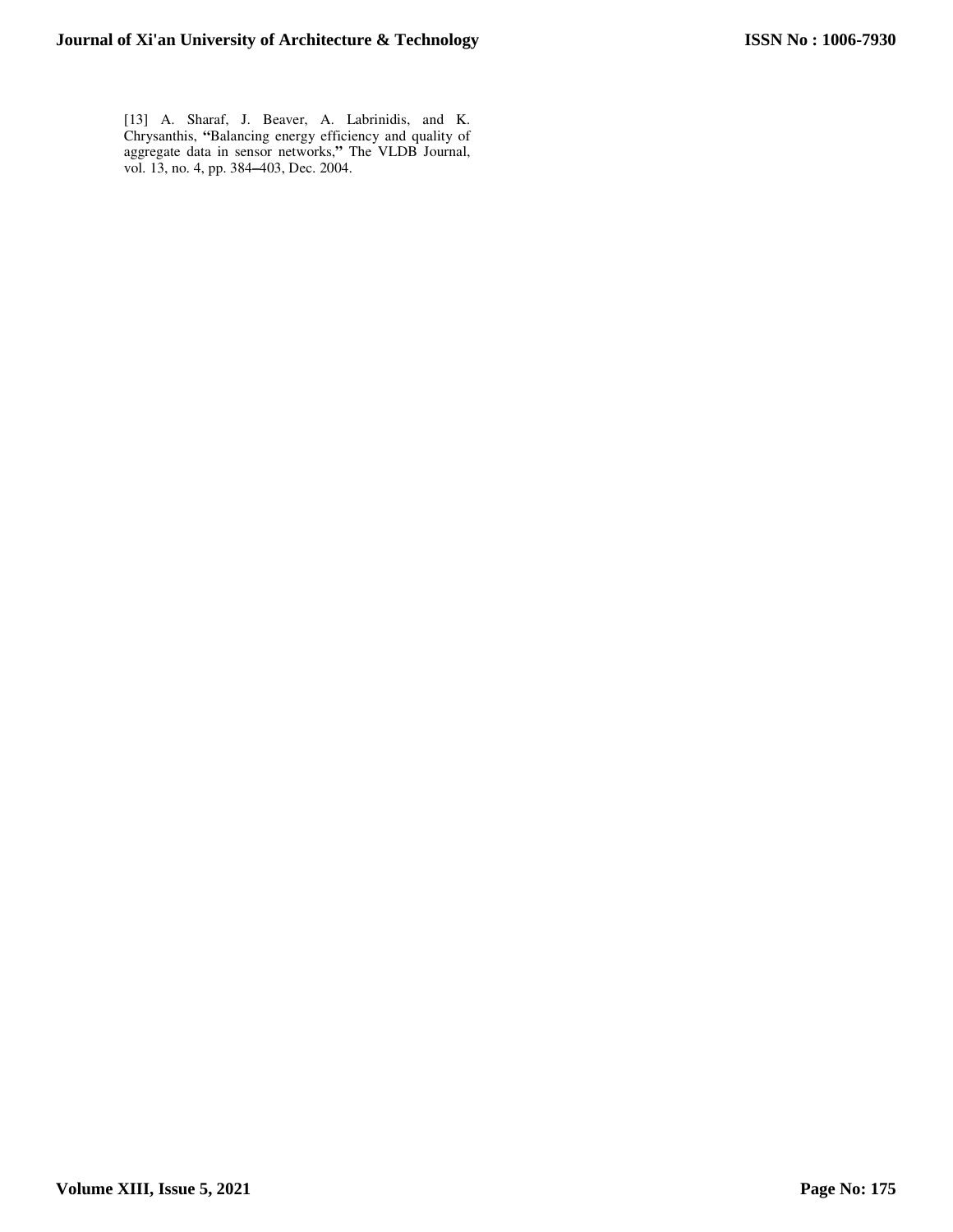[13] A. Sharaf, J. Beaver, A. Labrinidis, and K. Chrysanthis, "Balancing energy efficiency and quality of aggregate data in sensor networks," The VLDB Journal, vol. 13, no. 4, pp. 384–403, Dec. 2004.